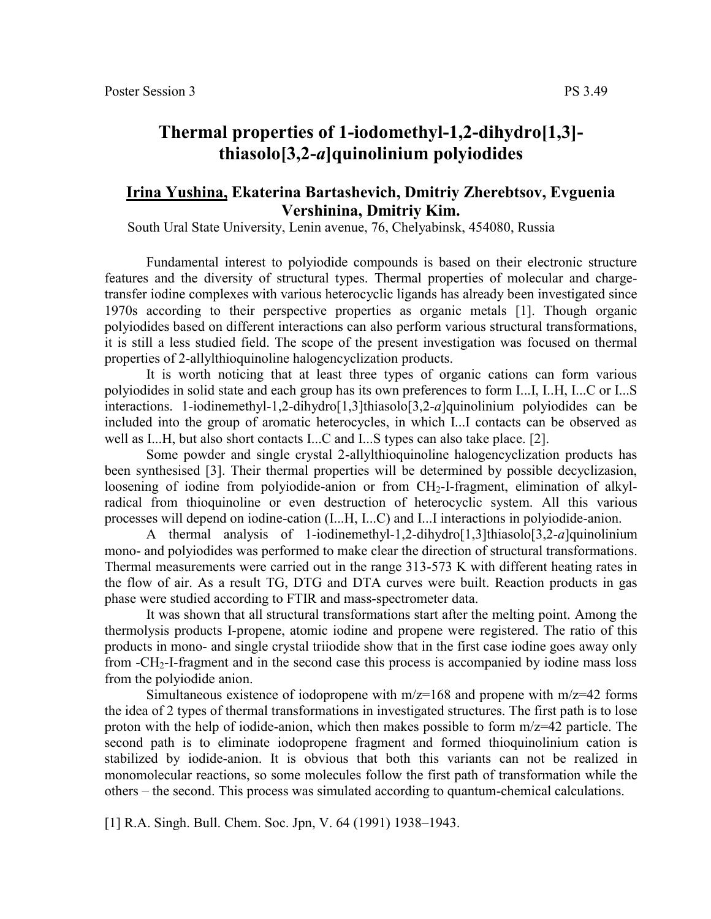# Thermal properties of 1-iodomethyl-1,2-dihydro[1,3]-thiasolo[3,2-*a*]quinolinium polyiodides

## Irina Yushina, Ekaterina Bartashevich, Dmitriy Zherebtsov, Evguenia Vershinina, Dmitriy Kim.

South Ural State University, Lenin avenue, 76, Chelyabinsk, 454080, Russia

Fundamental interest to polyiodide compounds is based on their electronic structure features and the diversity of structural types. Thermal properties of molecular and charge-transfer iodine complexes with various heterocyclic ligands has already been investigated since 1970s according to their perspective properties as organic metals [1]. Though organic polyiodides based on different interactions can also perform various structural transformations, it is still a less studied field. The scope of the present investigation was focused on thermal properties of 2-allylthioquinoline halogencyclization products.

It is worth noticing that at least three types of organic cations can form various polyiodides in solid state and each group has its own preferences to form I...I, I..H, I...C or I...S interactions. 1-iodinemethyl-1,2-dihydro[1,3]thiasolo[3,2-*a*]quinolinium polyiodides can be included into the group of aromatic heterocycles, in which I...I contacts can be observed as well as I...H, but also short contacts I...C and I...S types can also take place. [2].

Some powder and single crystal 2-allylthioquinoline halogencyclization products has been synthesised [3]. Their thermal properties will be determined by possible decyclizasion, loosening of iodine from polyiodide-anion or from $CH_2$-I-fragment, elimination of alkyl-radical from thioquinoline or even destruction of heterocyclic system. All this various processes will depend on iodine-cation (I...H, I...C) and I...I interactions in polyiodide-anion.

A thermal analysis of 1-iodinemethyl-1,2-dihydro[1,3]thiasolo[3,2-*a*]quinolinium mono- and polyiodides was performed to make clear the direction of structural transformations. Thermal measurements were carried out in the range 313-573 K with different heating rates in the flow of air. As a result TG, DTG and DTA curves were built. Reaction products in gas phase were studied according to FTIR and mass-spectrometer data.

It was shown that all structural transformations start after the melting point. Among the thermolysis products I-propene, atomic iodine and propene were registered. The ratio of this products in mono- and single crystal triiodide show that in the first case iodine goes away only from -$CH_2$-I-fragment and in the second case this process is accompanied by iodine mass loss from the polyiodide anion.

Simultaneous existence of iodopropene with m/z=168 and propene with m/z=42 forms the idea of 2 types of thermal transformations in investigated structures. The first path is to lose proton with the help of iodide-anion, which then makes possible to form m/z=42 particle. The second path is to eliminate iodopropene fragment and formed thioquinolinium cation is stabilized by iodide-anion. It is obvious that both this variants can not be realized in monomolecular reactions, so some molecules follow the first path of transformation while the others – the second. This process was simulated according to quantum-chemical calculations.

[1] R.A. Singh. Bull. Chem. Soc. Jpn, V. 64 (1991) 1938–1943.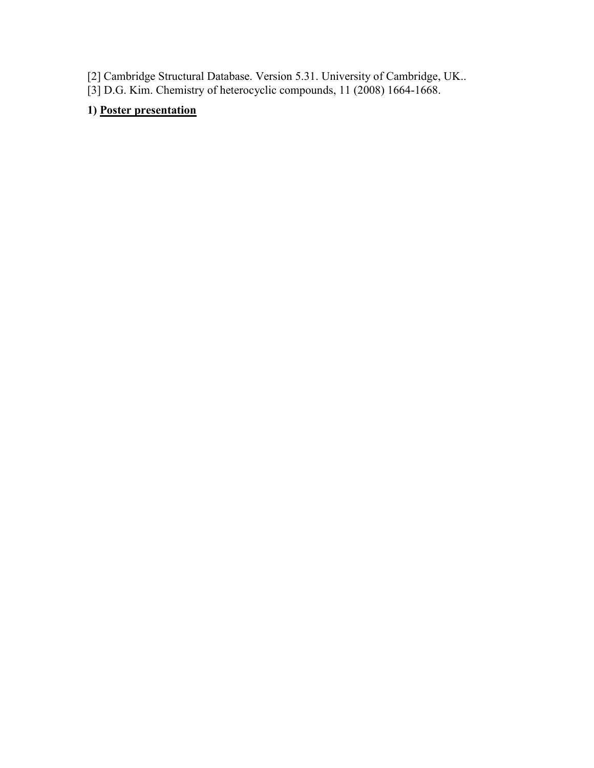[2] Cambridge Structural Database. Version 5.31. University of Cambridge, UK..
[3] D.G. Kim. Chemistry of heterocyclic compounds, 11 (2008) 1664-1668.

**1) <u>Poster presentation</u>**